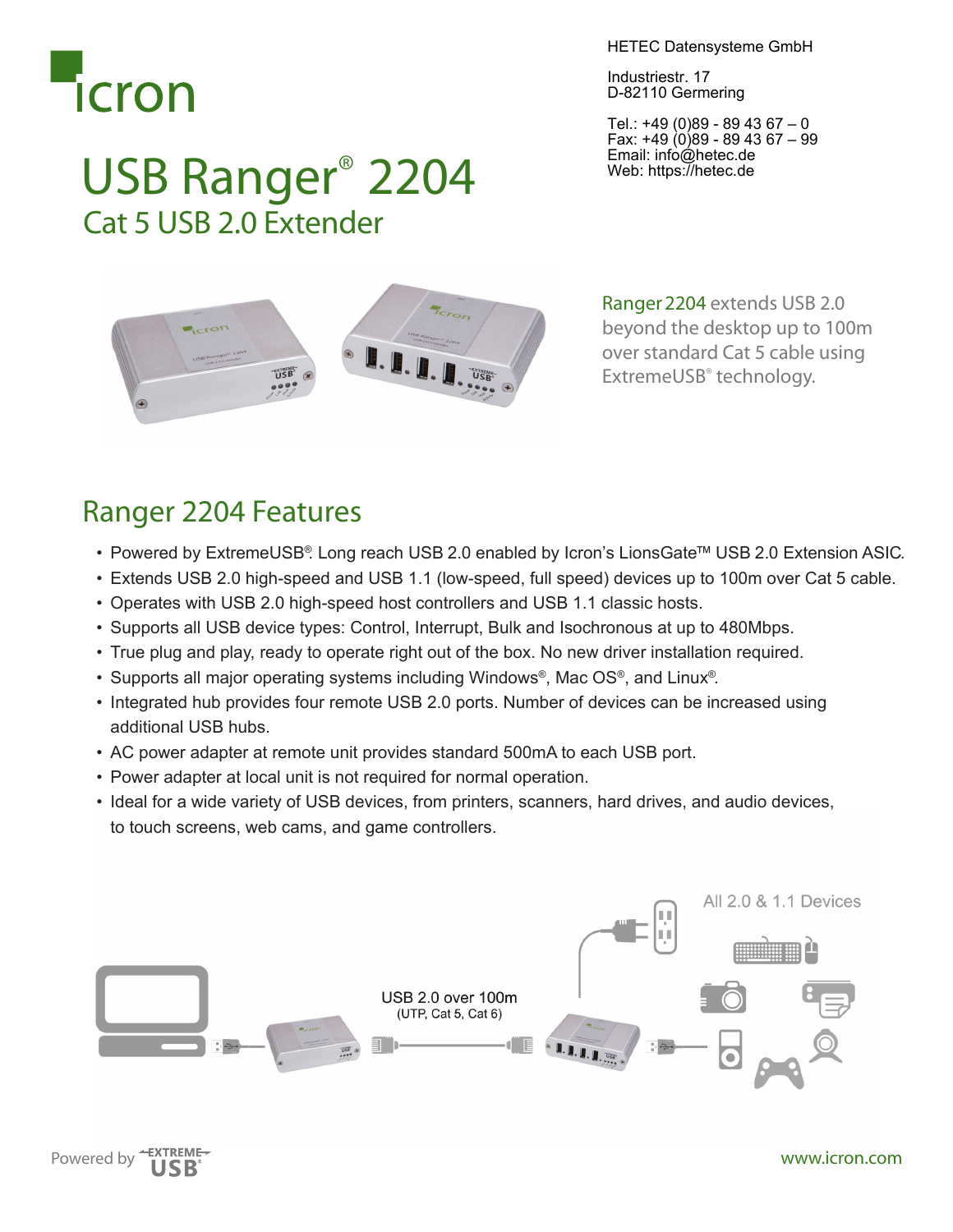icron

HETEC Datensysteme GmbH

Industriestr. 17
D-82110 Germering

Tel.: +49 (0)89 - 89 43 67 – 0
Fax: +49 (0)89 - 89 43 67 – 99
Email: info@hetec.de
Web: https://hetec.de

# USB Ranger® 2204

## Cat 5 USB 2.0 Extender

Ranger 2204 extends USB 2.0 beyond the desktop up to 100m over standard Cat 5 cable using ExtremeUSB® technology.

## Ranger 2204 Features

- Powered by ExtremeUSB®. Long reach USB 2.0 enabled by Icron's LionsGate™ USB 2.0 Extension ASIC.
- Extends USB 2.0 high-speed and USB 1.1 (low-speed, full speed) devices up to 100m over Cat 5 cable.
- Operates with USB 2.0 high-speed host controllers and USB 1.1 classic hosts.
- Supports all USB device types: Control, Interrupt, Bulk and Isochronous at up to 480Mbps.
- True plug and play, ready to operate right out of the box. No new driver installation required.
- Supports all major operating systems including Windows®, Mac OS®, and Linux®.
- Integrated hub provides four remote USB 2.0 ports. Number of devices can be increased using additional USB hubs.
- AC power adapter at remote unit provides standard 500mA to each USB port.
- Power adapter at local unit is not required for normal operation.
- Ideal for a wide variety of USB devices, from printers, scanners, hard drives, and audio devices, to touch screens, web cams, and game controllers.

All 2.0 & 1.1 Devices

USB 2.0 over 100m
(UTP, Cat 5, Cat 6)

Powered by EXTREME USB®

www.icron.com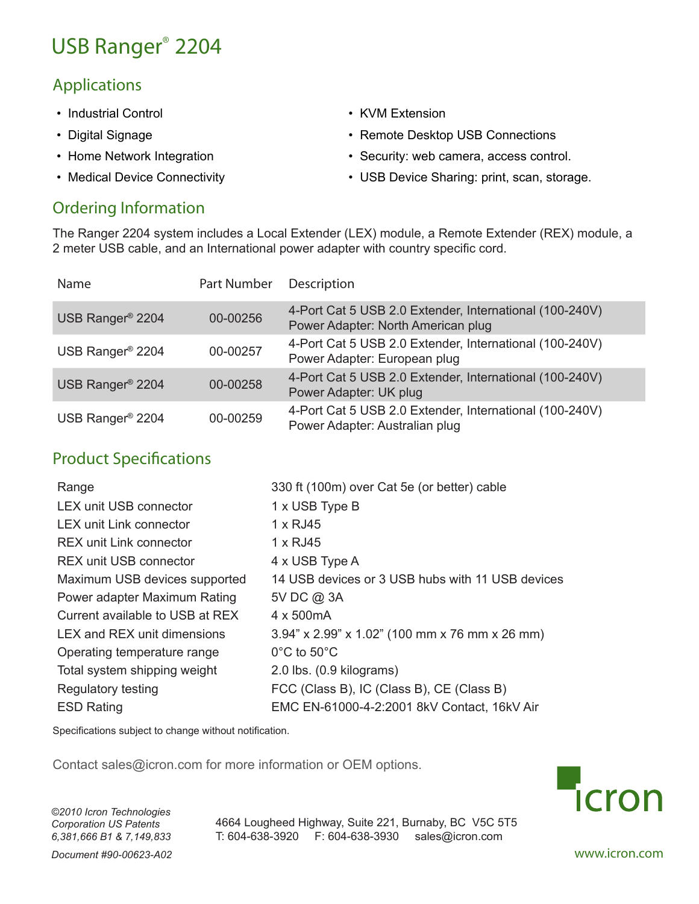# USB Ranger® 2204

## Applications

- Industrial Control
- Digital Signage
- Home Network Integration
- Medical Device Connectivity
- KVM Extension
- Remote Desktop USB Connections
- Security: web camera, access control.
- USB Device Sharing: print, scan, storage.

## Ordering Information

The Ranger 2204 system includes a Local Extender (LEX) module, a Remote Extender (REX) module, a 2 meter USB cable, and an International power adapter with country specific cord.

| Name | Part Number | Description |
| --- | --- | --- |
| USB Ranger® 2204 | 00-00256 | 4-Port Cat 5 USB 2.0 Extender, International (100-240V) Power Adapter: North American plug |
| USB Ranger® 2204 | 00-00257 | 4-Port Cat 5 USB 2.0 Extender, International (100-240V) Power Adapter: European plug |
| USB Ranger® 2204 | 00-00258 | 4-Port Cat 5 USB 2.0 Extender, International (100-240V) Power Adapter: UK plug |
| USB Ranger® 2204 | 00-00259 | 4-Port Cat 5 USB 2.0 Extender, International (100-240V) Power Adapter: Australian plug |

## Product Specifications

| | |
| --- | --- |
| Range | 330 ft (100m) over Cat 5e (or better) cable |
| LEX unit USB connector | 1 x USB Type B |
| LEX unit Link connector | 1 x RJ45 |
| REX unit Link connector | 1 x RJ45 |
| REX unit USB connector | 4 x USB Type A |
| Maximum USB devices supported | 14 USB devices or 3 USB hubs with 11 USB devices |
| Power adapter Maximum Rating | 5V DC @ 3A |
| Current available to USB at REX | 4 x 500mA |
| LEX and REX unit dimensions | 3.94” x 2.99” x 1.02” (100 mm x 76 mm x 26 mm) |
| Operating temperature range | 0°C to 50°C |
| Total system shipping weight | 2.0 lbs. (0.9 kilograms) |
| Regulatory testing | FCC (Class B), IC (Class B), CE (Class B) |
| ESD Rating | EMC EN-61000-4-2:2001 8kV Contact, 16kV Air |

Specifications subject to change without notification.

Contact sales@icron.com for more information or OEM options.

*©2010 Icron Technologies Corporation US Patents 6,381,666 B1 & 7,149,833*

*Document #90-00623-A02*

4664 Lougheed Highway, Suite 221, Burnaby, BC V5C 5T5
T: 604-638-3920 F: 604-638-3930 sales@icron.com

icron

www.icron.com